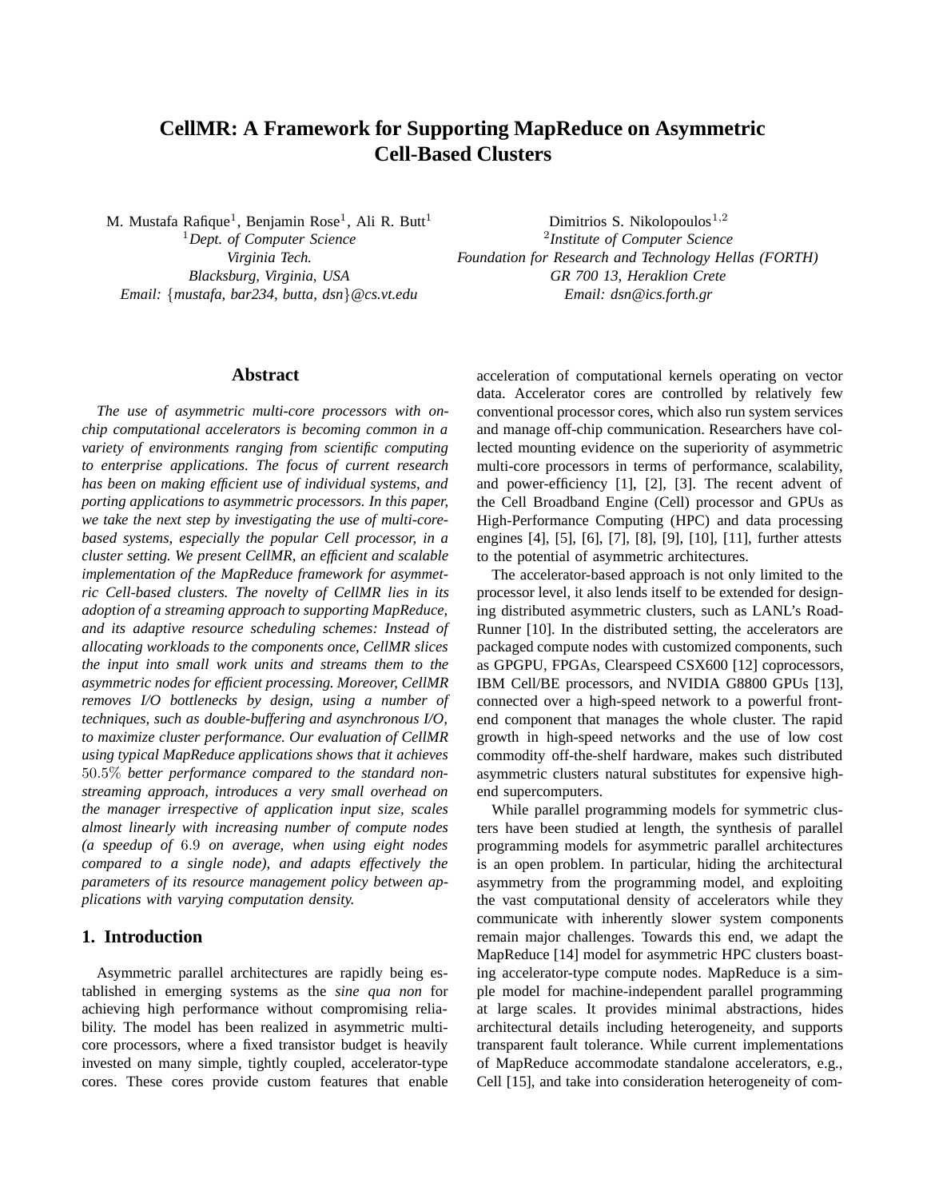# CellMR: A Framework for Supporting MapReduce on Asymmetric Cell-Based Clusters

M. Mustafa Rafique[1], Benjamin Rose[1], Ali R. Butt[1]
[1]*Dept. of Computer Science*
*Virginia Tech.*
*Blacksburg, Virginia, USA*
*Email: {mustafa, bar234, butta, dsn}@cs.vt.edu*

Dimitrios S. Nikolopoulos[1,2]
[2]*Institute of Computer Science*
*Foundation for Research and Technology Hellas (FORTH)*
*GR 700 13, Heraklion Crete*
*Email: dsn@ics.forth.gr*

## Abstract

*The use of asymmetric multi-core processors with on-chip computational accelerators is becoming common in a variety of environments ranging from scientific computing to enterprise applications. The focus of current research has been on making efficient use of individual systems, and porting applications to asymmetric processors. In this paper, we take the next step by investigating the use of multi-core-based systems, especially the popular Cell processor, in a cluster setting. We present CellMR, an efficient and scalable implementation of the MapReduce framework for asymmetric Cell-based clusters. The novelty of CellMR lies in its adoption of a streaming approach to supporting MapReduce, and its adaptive resource scheduling schemes: Instead of allocating workloads to the components once, CellMR slices the input into small work units and streams them to the asymmetric nodes for efficient processing. Moreover, CellMR removes I/O bottlenecks by design, using a number of techniques, such as double-buffering and asynchronous I/O, to maximize cluster performance. Our evaluation of CellMR using typical MapReduce applications shows that it achieves* $50.5\%$ *better performance compared to the standard non-streaming approach, introduces a very small overhead on the manager irrespective of application input size, scales almost linearly with increasing number of compute nodes (a speedup of* $6.9$ *on average, when using eight nodes compared to a single node), and adapts effectively the parameters of its resource management policy between applications with varying computation density.*

## 1. Introduction

Asymmetric parallel architectures are rapidly being established in emerging systems as the *sine qua non* for achieving high performance without compromising reliability. The model has been realized in asymmetric multi-core processors, where a fixed transistor budget is heavily invested on many simple, tightly coupled, accelerator-type cores. These cores provide custom features that enable acceleration of computational kernels operating on vector data. Accelerator cores are controlled by relatively few conventional processor cores, which also run system services and manage off-chip communication. Researchers have collected mounting evidence on the superiority of asymmetric multi-core processors in terms of performance, scalability, and power-efficiency [1], [2], [3]. The recent advent of the Cell Broadband Engine (Cell) processor and GPUs as High-Performance Computing (HPC) and data processing engines [4], [5], [6], [7], [8], [9], [10], [11], further attests to the potential of asymmetric architectures.

The accelerator-based approach is not only limited to the processor level, it also lends itself to be extended for designing distributed asymmetric clusters, such as LANL's RoadRunner [10]. In the distributed setting, the accelerators are packaged compute nodes with customized components, such as GPGPU, FPGAs, Clearspeed CSX600 [12] coprocessors, IBM Cell/BE processors, and NVIDIA G8800 GPUs [13], connected over a high-speed network to a powerful front-end component that manages the whole cluster. The rapid growth in high-speed networks and the use of low cost commodity off-the-shelf hardware, makes such distributed asymmetric clusters natural substitutes for expensive high-end supercomputers.

While parallel programming models for symmetric clusters have been studied at length, the synthesis of parallel programming models for asymmetric parallel architectures is an open problem. In particular, hiding the architectural asymmetry from the programming model, and exploiting the vast computational density of accelerators while they communicate with inherently slower system components remain major challenges. Towards this end, we adapt the MapReduce [14] model for asymmetric HPC clusters boasting accelerator-type compute nodes. MapReduce is a simple model for machine-independent parallel programming at large scales. It provides minimal abstractions, hides architectural details including heterogeneity, and supports transparent fault tolerance. While current implementations of MapReduce accommodate standalone accelerators, e.g., Cell [15], and take into consideration heterogeneity of com-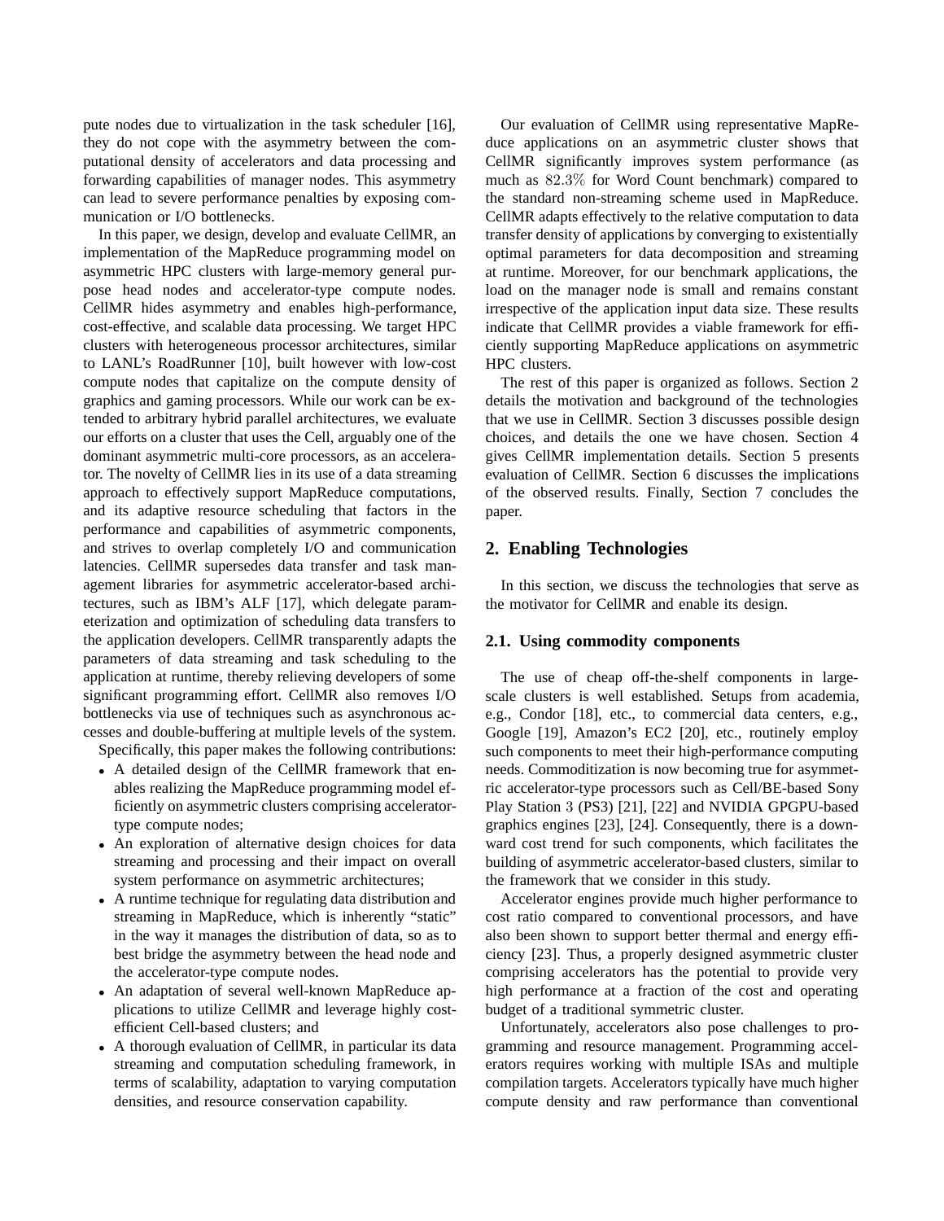pute nodes due to virtualization in the task scheduler [16], they do not cope with the asymmetry between the computational density of accelerators and data processing and forwarding capabilities of manager nodes. This asymmetry can lead to severe performance penalties by exposing communication or I/O bottlenecks.

In this paper, we design, develop and evaluate CellMR, an implementation of the MapReduce programming model on asymmetric HPC clusters with large-memory general purpose head nodes and accelerator-type compute nodes. CellMR hides asymmetry and enables high-performance, cost-effective, and scalable data processing. We target HPC clusters with heterogeneous processor architectures, similar to LANL's RoadRunner [10], built however with low-cost compute nodes that capitalize on the compute density of graphics and gaming processors. While our work can be extended to arbitrary hybrid parallel architectures, we evaluate our efforts on a cluster that uses the Cell, arguably one of the dominant asymmetric multi-core processors, as an accelerator. The novelty of CellMR lies in its use of a data streaming approach to effectively support MapReduce computations, and its adaptive resource scheduling that factors in the performance and capabilities of asymmetric components, and strives to overlap completely I/O and communication latencies. CellMR supersedes data transfer and task management libraries for asymmetric accelerator-based architectures, such as IBM's ALF [17], which delegate parameterization and optimization of scheduling data transfers to the application developers. CellMR transparently adapts the parameters of data streaming and task scheduling to the application at runtime, thereby relieving developers of some significant programming effort. CellMR also removes I/O bottlenecks via use of techniques such as asynchronous accesses and double-buffering at multiple levels of the system.

Specifically, this paper makes the following contributions:

- A detailed design of the CellMR framework that enables realizing the MapReduce programming model efficiently on asymmetric clusters comprising accelerator-type compute nodes;
- An exploration of alternative design choices for data streaming and processing and their impact on overall system performance on asymmetric architectures;
- A runtime technique for regulating data distribution and streaming in MapReduce, which is inherently "static" in the way it manages the distribution of data, so as to best bridge the asymmetry between the head node and the accelerator-type compute nodes.
- An adaptation of several well-known MapReduce applications to utilize CellMR and leverage highly cost-efficient Cell-based clusters; and
- A thorough evaluation of CellMR, in particular its data streaming and computation scheduling framework, in terms of scalability, adaptation to varying computation densities, and resource conservation capability.

Our evaluation of CellMR using representative MapReduce applications on an asymmetric cluster shows that CellMR significantly improves system performance (as much as $82.3\%$ for Word Count benchmark) compared to the standard non-streaming scheme used in MapReduce. CellMR adapts effectively to the relative computation to data transfer density of applications by converging to existentially optimal parameters for data decomposition and streaming at runtime. Moreover, for our benchmark applications, the load on the manager node is small and remains constant irrespective of the application input data size. These results indicate that CellMR provides a viable framework for efficiently supporting MapReduce applications on asymmetric HPC clusters.

The rest of this paper is organized as follows. Section 2 details the motivation and background of the technologies that we use in CellMR. Section 3 discusses possible design choices, and details the one we have chosen. Section 4 gives CellMR implementation details. Section 5 presents evaluation of CellMR. Section 6 discusses the implications of the observed results. Finally, Section 7 concludes the paper.

## 2. Enabling Technologies

In this section, we discuss the technologies that serve as the motivator for CellMR and enable its design.

### 2.1. Using commodity components

The use of cheap off-the-shelf components in large-scale clusters is well established. Setups from academia, e.g., Condor [18], etc., to commercial data centers, e.g., Google [19], Amazon's EC2 [20], etc., routinely employ such components to meet their high-performance computing needs. Commoditization is now becoming true for asymmetric accelerator-type processors such as Cell/BE-based Sony Play Station 3 (PS3) [21], [22] and NVIDIA GPGPU-based graphics engines [23], [24]. Consequently, there is a downward cost trend for such components, which facilitates the building of asymmetric accelerator-based clusters, similar to the framework that we consider in this study.

Accelerator engines provide much higher performance to cost ratio compared to conventional processors, and have also been shown to support better thermal and energy efficiency [23]. Thus, a properly designed asymmetric cluster comprising accelerators has the potential to provide very high performance at a fraction of the cost and operating budget of a traditional symmetric cluster.

Unfortunately, accelerators also pose challenges to programming and resource management. Programming accelerators requires working with multiple ISAs and multiple compilation targets. Accelerators typically have much higher compute density and raw performance than conventional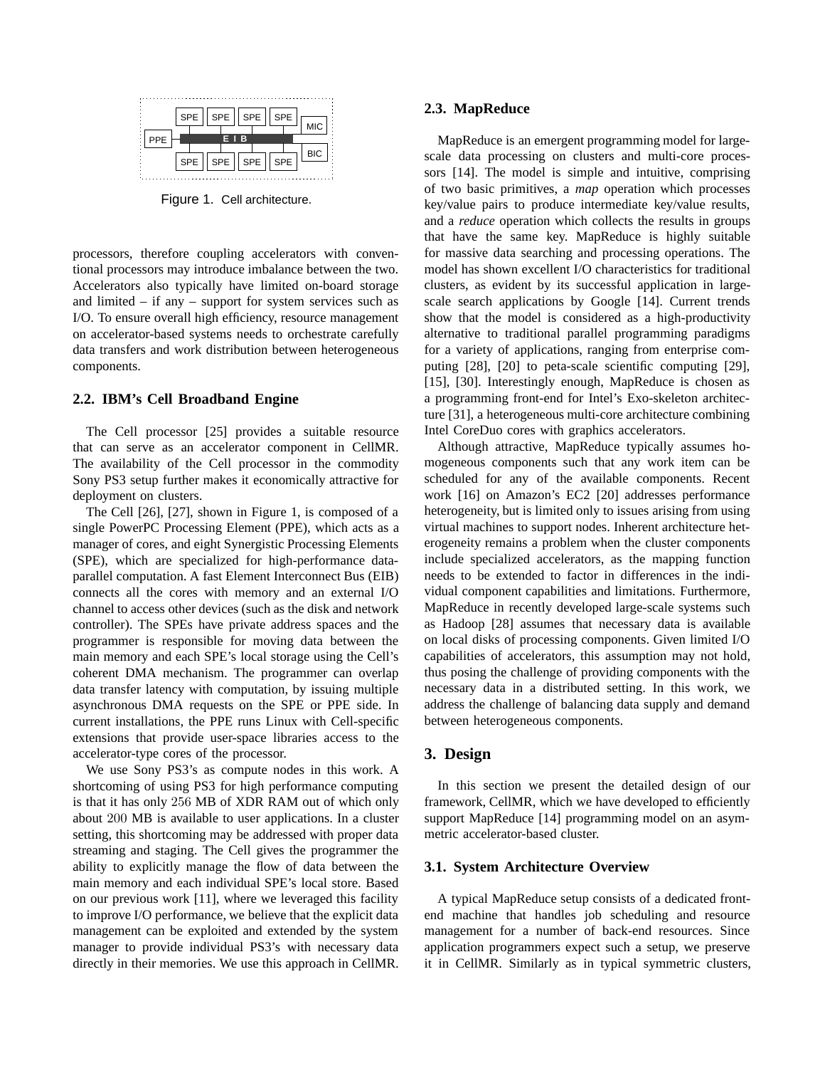Figure 1. Cell architecture.

processors, therefore coupling accelerators with conventional processors may introduce imbalance between the two. Accelerators also typically have limited on-board storage and limited – if any – support for system services such as I/O. To ensure overall high efficiency, resource management on accelerator-based systems needs to orchestrate carefully data transfers and work distribution between heterogeneous components.

### 2.2. IBM's Cell Broadband Engine

The Cell processor [25] provides a suitable resource that can serve as an accelerator component in CellMR. The availability of the Cell processor in the commodity Sony PS3 setup further makes it economically attractive for deployment on clusters.

The Cell [26], [27], shown in Figure 1, is composed of a single PowerPC Processing Element (PPE), which acts as a manager of cores, and eight Synergistic Processing Elements (SPE), which are specialized for high-performance data-parallel computation. A fast Element Interconnect Bus (EIB) connects all the cores with memory and an external I/O channel to access other devices (such as the disk and network controller). The SPEs have private address spaces and the programmer is responsible for moving data between the main memory and each SPE's local storage using the Cell's coherent DMA mechanism. The programmer can overlap data transfer latency with computation, by issuing multiple asynchronous DMA requests on the SPE or PPE side. In current installations, the PPE runs Linux with Cell-specific extensions that provide user-space libraries access to the accelerator-type cores of the processor.

We use Sony PS3's as compute nodes in this work. A shortcoming of using PS3 for high performance computing is that it has only 256 MB of XDR RAM out of which only about 200 MB is available to user applications. In a cluster setting, this shortcoming may be addressed with proper data streaming and staging. The Cell gives the programmer the ability to explicitly manage the flow of data between the main memory and each individual SPE's local store. Based on our previous work [11], where we leveraged this facility to improve I/O performance, we believe that the explicit data management can be exploited and extended by the system manager to provide individual PS3's with necessary data directly in their memories. We use this approach in CellMR.

### 2.3. MapReduce

MapReduce is an emergent programming model for large-scale data processing on clusters and multi-core processors [14]. The model is simple and intuitive, comprising of two basic primitives, a *map* operation which processes key/value pairs to produce intermediate key/value results, and a *reduce* operation which collects the results in groups that have the same key. MapReduce is highly suitable for massive data searching and processing operations. The model has shown excellent I/O characteristics for traditional clusters, as evident by its successful application in large-scale search applications by Google [14]. Current trends show that the model is considered as a high-productivity alternative to traditional parallel programming paradigms for a variety of applications, ranging from enterprise computing [28], [20] to peta-scale scientific computing [29], [15], [30]. Interestingly enough, MapReduce is chosen as a programming front-end for Intel's Exo-skeleton architecture [31], a heterogeneous multi-core architecture combining Intel CoreDuo cores with graphics accelerators.

Although attractive, MapReduce typically assumes homogeneous components such that any work item can be scheduled for any of the available components. Recent work [16] on Amazon's EC2 [20] addresses performance heterogeneity, but is limited only to issues arising from using virtual machines to support nodes. Inherent architecture heterogeneity remains a problem when the cluster components include specialized accelerators, as the mapping function needs to be extended to factor in differences in the individual component capabilities and limitations. Furthermore, MapReduce in recently developed large-scale systems such as Hadoop [28] assumes that necessary data is available on local disks of processing components. Given limited I/O capabilities of accelerators, this assumption may not hold, thus posing the challenge of providing components with the necessary data in a distributed setting. In this work, we address the challenge of balancing data supply and demand between heterogeneous components.

## 3. Design

In this section we present the detailed design of our framework, CellMR, which we have developed to efficiently support MapReduce [14] programming model on an asymmetric accelerator-based cluster.

### 3.1. System Architecture Overview

A typical MapReduce setup consists of a dedicated front-end machine that handles job scheduling and resource management for a number of back-end resources. Since application programmers expect such a setup, we preserve it in CellMR. Similarly as in typical symmetric clusters,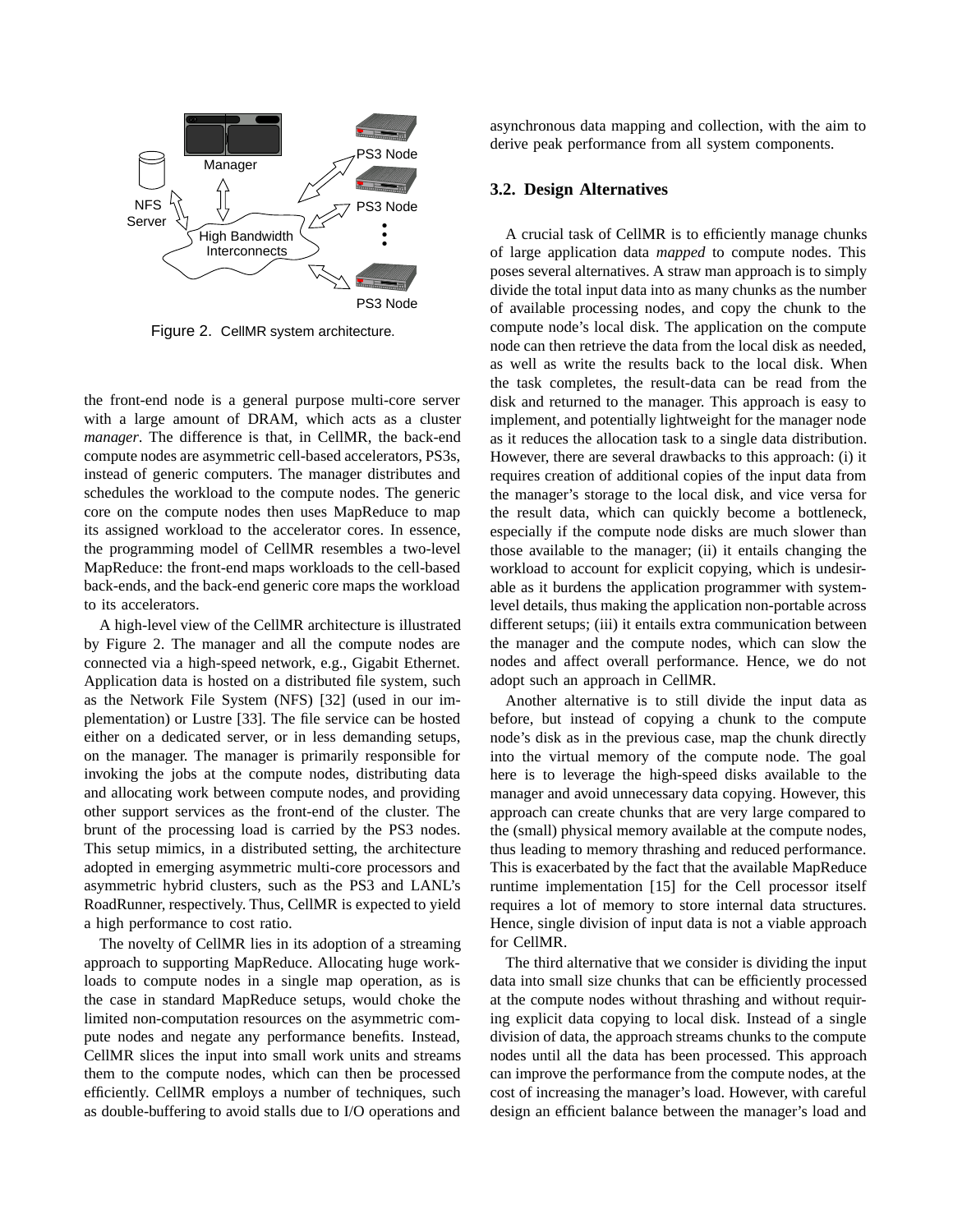Figure 2. CellMR system architecture.

the front-end node is a general purpose multi-core server with a large amount of DRAM, which acts as a cluster *manager*. The difference is that, in CellMR, the back-end compute nodes are asymmetric cell-based accelerators, PS3s, instead of generic computers. The manager distributes and schedules the workload to the compute nodes. The generic core on the compute nodes then uses MapReduce to map its assigned workload to the accelerator cores. In essence, the programming model of CellMR resembles a two-level MapReduce: the front-end maps workloads to the cell-based back-ends, and the back-end generic core maps the workload to its accelerators.

A high-level view of the CellMR architecture is illustrated by Figure 2. The manager and all the compute nodes are connected via a high-speed network, e.g., Gigabit Ethernet. Application data is hosted on a distributed file system, such as the Network File System (NFS) [32] (used in our implementation) or Lustre [33]. The file service can be hosted either on a dedicated server, or in less demanding setups, on the manager. The manager is primarily responsible for invoking the jobs at the compute nodes, distributing data and allocating work between compute nodes, and providing other support services as the front-end of the cluster. The brunt of the processing load is carried by the PS3 nodes. This setup mimics, in a distributed setting, the architecture adopted in emerging asymmetric multi-core processors and asymmetric hybrid clusters, such as the PS3 and LANL's RoadRunner, respectively. Thus, CellMR is expected to yield a high performance to cost ratio.

The novelty of CellMR lies in its adoption of a streaming approach to supporting MapReduce. Allocating huge workloads to compute nodes in a single map operation, as is the case in standard MapReduce setups, would choke the limited non-computation resources on the asymmetric compute nodes and negate any performance benefits. Instead, CellMR slices the input into small work units and streams them to the compute nodes, which can then be processed efficiently. CellMR employs a number of techniques, such as double-buffering to avoid stalls due to I/O operations and asynchronous data mapping and collection, with the aim to derive peak performance from all system components.

### 3.2. Design Alternatives

A crucial task of CellMR is to efficiently manage chunks of large application data *mapped* to compute nodes. This poses several alternatives. A straw man approach is to simply divide the total input data into as many chunks as the number of available processing nodes, and copy the chunk to the compute node's local disk. The application on the compute node can then retrieve the data from the local disk as needed, as well as write the results back to the local disk. When the task completes, the result-data can be read from the disk and returned to the manager. This approach is easy to implement, and potentially lightweight for the manager node as it reduces the allocation task to a single data distribution. However, there are several drawbacks to this approach: (i) it requires creation of additional copies of the input data from the manager's storage to the local disk, and vice versa for the result data, which can quickly become a bottleneck, especially if the compute node disks are much slower than those available to the manager; (ii) it entails changing the workload to account for explicit copying, which is undesirable as it burdens the application programmer with system-level details, thus making the application non-portable across different setups; (iii) it entails extra communication between the manager and the compute nodes, which can slow the nodes and affect overall performance. Hence, we do not adopt such an approach in CellMR.

Another alternative is to still divide the input data as before, but instead of copying a chunk to the compute node's disk as in the previous case, map the chunk directly into the virtual memory of the compute node. The goal here is to leverage the high-speed disks available to the manager and avoid unnecessary data copying. However, this approach can create chunks that are very large compared to the (small) physical memory available at the compute nodes, thus leading to memory thrashing and reduced performance. This is exacerbated by the fact that the available MapReduce runtime implementation [15] for the Cell processor itself requires a lot of memory to store internal data structures. Hence, single division of input data is not a viable approach for CellMR.

The third alternative that we consider is dividing the input data into small size chunks that can be efficiently processed at the compute nodes without thrashing and without requiring explicit data copying to local disk. Instead of a single division of data, the approach streams chunks to the compute nodes until all the data has been processed. This approach can improve the performance from the compute nodes, at the cost of increasing the manager's load. However, with careful design an efficient balance between the manager's load and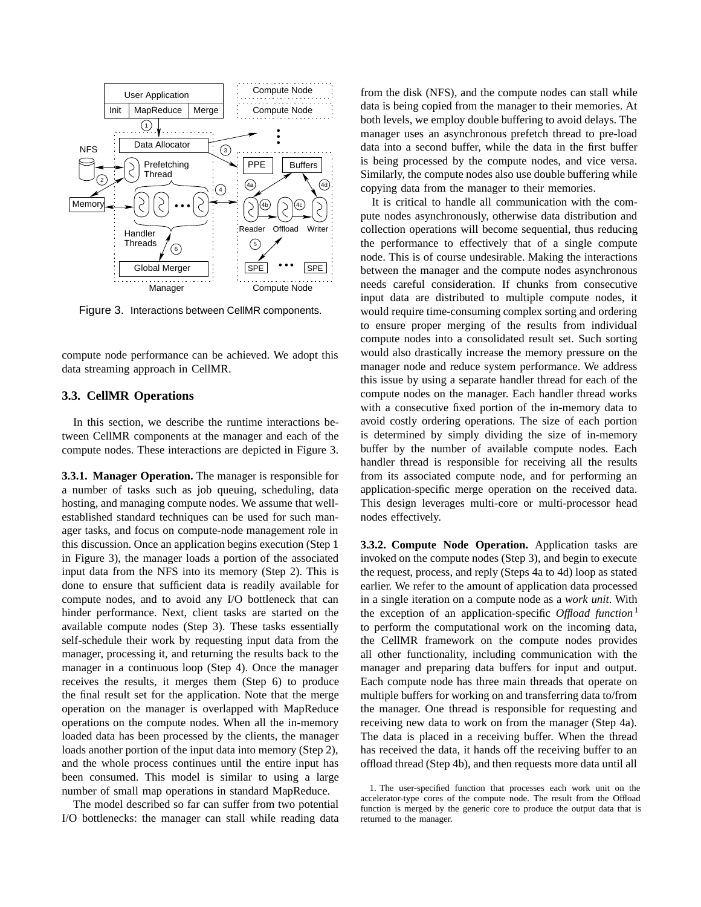Figure 3. Interactions between CellMR components.

compute node performance can be achieved. We adopt this data streaming approach in CellMR.

### 3.3. CellMR Operations

In this section, we describe the runtime interactions between CellMR components at the manager and each of the compute nodes. These interactions are depicted in Figure 3.

**3.3.1. Manager Operation.** The manager is responsible for a number of tasks such as job queuing, scheduling, data hosting, and managing compute nodes. We assume that well-established standard techniques can be used for such manager tasks, and focus on compute-node management role in this discussion. Once an application begins execution (Step 1 in Figure 3), the manager loads a portion of the associated input data from the NFS into its memory (Step 2). This is done to ensure that sufficient data is readily available for compute nodes, and to avoid any I/O bottleneck that can hinder performance. Next, client tasks are started on the available compute nodes (Step 3). These tasks essentially self-schedule their work by requesting input data from the manager, processing it, and returning the results back to the manager in a continuous loop (Step 4). Once the manager receives the results, it merges them (Step 6) to produce the final result set for the application. Note that the merge operation on the manager is overlapped with MapReduce operations on the compute nodes. When all the in-memory loaded data has been processed by the clients, the manager loads another portion of the input data into memory (Step 2), and the whole process continues until the entire input has been consumed. This model is similar to using a large number of small map operations in standard MapReduce.

The model described so far can suffer from two potential I/O bottlenecks: the manager can stall while reading data from the disk (NFS), and the compute nodes can stall while data is being copied from the manager to their memories. At both levels, we employ double buffering to avoid delays. The manager uses an asynchronous prefetch thread to pre-load data into a second buffer, while the data in the first buffer is being processed by the compute nodes, and vice versa. Similarly, the compute nodes also use double buffering while copying data from the manager to their memories.

It is critical to handle all communication with the compute nodes asynchronously, otherwise data distribution and collection operations will become sequential, thus reducing the performance to effectively that of a single compute node. This is of course undesirable. Making the interactions between the manager and the compute nodes asynchronous needs careful consideration. If chunks from consecutive input data are distributed to multiple compute nodes, it would require time-consuming complex sorting and ordering to ensure proper merging of the results from individual compute nodes into a consolidated result set. Such sorting would also drastically increase the memory pressure on the manager node and reduce system performance. We address this issue by using a separate handler thread for each of the compute nodes on the manager. Each handler thread works with a consecutive fixed portion of the in-memory data to avoid costly ordering operations. The size of each portion is determined by simply dividing the size of in-memory buffer by the number of available compute nodes. Each handler thread is responsible for receiving all the results from its associated compute node, and for performing an application-specific merge operation on the received data. This design leverages multi-core or multi-processor head nodes effectively.

**3.3.2. Compute Node Operation.** Application tasks are invoked on the compute nodes (Step 3), and begin to execute the request, process, and reply (Steps 4a to 4d) loop as stated earlier. We refer to the amount of application data processed in a single iteration on a compute node as a *work unit*. With the exception of an application-specific *Offload function*[1] to perform the computational work on the incoming data, the CellMR framework on the compute nodes provides all other functionality, including communication with the manager and preparing data buffers for input and output. Each compute node has three main threads that operate on multiple buffers for working on and transferring data to/from the manager. One thread is responsible for requesting and receiving new data to work on from the manager (Step 4a). The data is placed in a receiving buffer. When the thread has received the data, it hands off the receiving buffer to an offload thread (Step 4b), and then requests more data until all

1. The user-specified function that processes each work unit on the accelerator-type cores of the compute node. The result from the Offload function is merged by the generic core to produce the output data that is returned to the manager.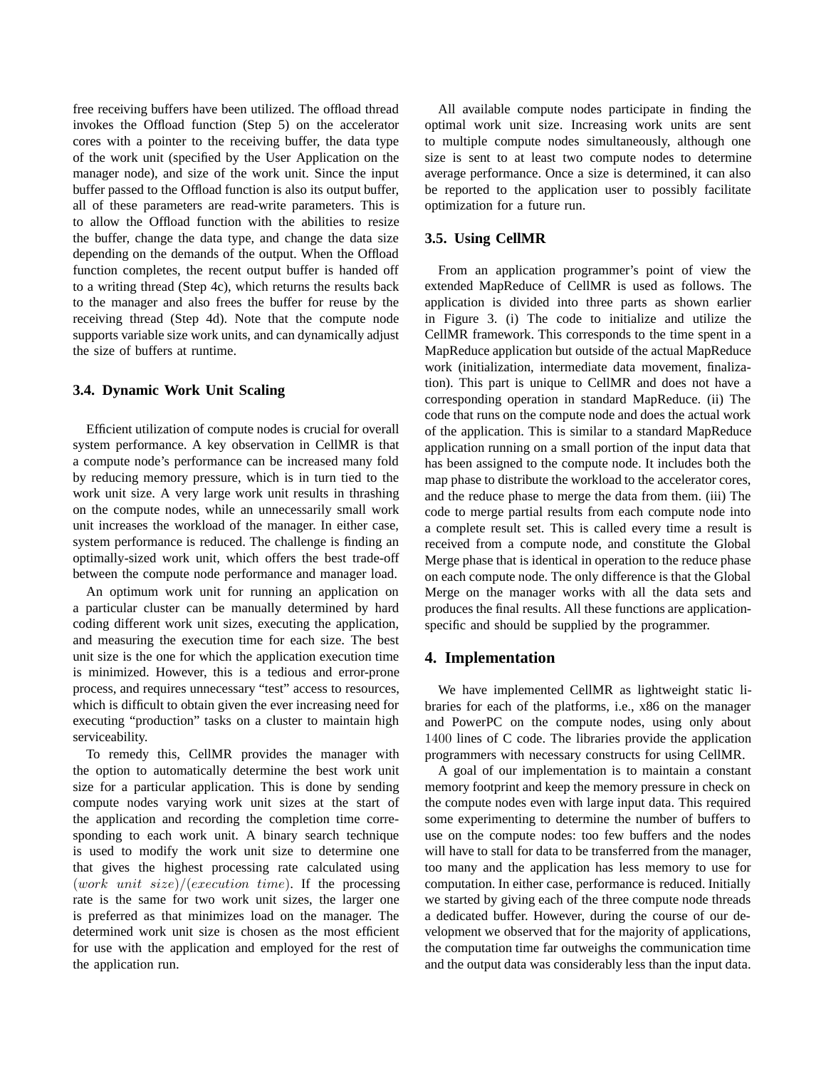free receiving buffers have been utilized. The offload thread invokes the Offload function (Step 5) on the accelerator cores with a pointer to the receiving buffer, the data type of the work unit (specified by the User Application on the manager node), and size of the work unit. Since the input buffer passed to the Offload function is also its output buffer, all of these parameters are read-write parameters. This is to allow the Offload function with the abilities to resize the buffer, change the data type, and change the data size depending on the demands of the output. When the Offload function completes, the recent output buffer is handed off to a writing thread (Step 4c), which returns the results back to the manager and also frees the buffer for reuse by the receiving thread (Step 4d). Note that the compute node supports variable size work units, and can dynamically adjust the size of buffers at runtime.

### 3.4. Dynamic Work Unit Scaling

Efficient utilization of compute nodes is crucial for overall system performance. A key observation in CellMR is that a compute node's performance can be increased many fold by reducing memory pressure, which is in turn tied to the work unit size. A very large work unit results in thrashing on the compute nodes, while an unnecessarily small work unit increases the workload of the manager. In either case, system performance is reduced. The challenge is finding an optimally-sized work unit, which offers the best trade-off between the compute node performance and manager load.

An optimum work unit for running an application on a particular cluster can be manually determined by hard coding different work unit sizes, executing the application, and measuring the execution time for each size. The best unit size is the one for which the application execution time is minimized. However, this is a tedious and error-prone process, and requires unnecessary "test" access to resources, which is difficult to obtain given the ever increasing need for executing "production" tasks on a cluster to maintain high serviceability.

To remedy this, CellMR provides the manager with the option to automatically determine the best work unit size for a particular application. This is done by sending compute nodes varying work unit sizes at the start of the application and recording the completion time corresponding to each work unit. A binary search technique is used to modify the work unit size to determine one that gives the highest processing rate calculated using $(work\ unit\ size)/(execution\ time)$. If the processing rate is the same for two work unit sizes, the larger one is preferred as that minimizes load on the manager. The determined work unit size is chosen as the most efficient for use with the application and employed for the rest of the application run.

All available compute nodes participate in finding the optimal work unit size. Increasing work units are sent to multiple compute nodes simultaneously, although one size is sent to at least two compute nodes to determine average performance. Once a size is determined, it can also be reported to the application user to possibly facilitate optimization for a future run.

### 3.5. Using CellMR

From an application programmer's point of view the extended MapReduce of CellMR is used as follows. The application is divided into three parts as shown earlier in Figure 3. (i) The code to initialize and utilize the CellMR framework. This corresponds to the time spent in a MapReduce application but outside of the actual MapReduce work (initialization, intermediate data movement, finalization). This part is unique to CellMR and does not have a corresponding operation in standard MapReduce. (ii) The code that runs on the compute node and does the actual work of the application. This is similar to a standard MapReduce application running on a small portion of the input data that has been assigned to the compute node. It includes both the map phase to distribute the workload to the accelerator cores, and the reduce phase to merge the data from them. (iii) The code to merge partial results from each compute node into a complete result set. This is called every time a result is received from a compute node, and constitute the Global Merge phase that is identical in operation to the reduce phase on each compute node. The only difference is that the Global Merge on the manager works with all the data sets and produces the final results. All these functions are application-specific and should be supplied by the programmer.

## 4. Implementation

We have implemented CellMR as lightweight static libraries for each of the platforms, i.e., x86 on the manager and PowerPC on the compute nodes, using only about 1400 lines of C code. The libraries provide the application programmers with necessary constructs for using CellMR.

A goal of our implementation is to maintain a constant memory footprint and keep the memory pressure in check on the compute nodes even with large input data. This required some experimenting to determine the number of buffers to use on the compute nodes: too few buffers and the nodes will have to stall for data to be transferred from the manager, too many and the application has less memory to use for computation. In either case, performance is reduced. Initially we started by giving each of the three compute node threads a dedicated buffer. However, during the course of our development we observed that for the majority of applications, the computation time far outweighs the communication time and the output data was considerably less than the input data.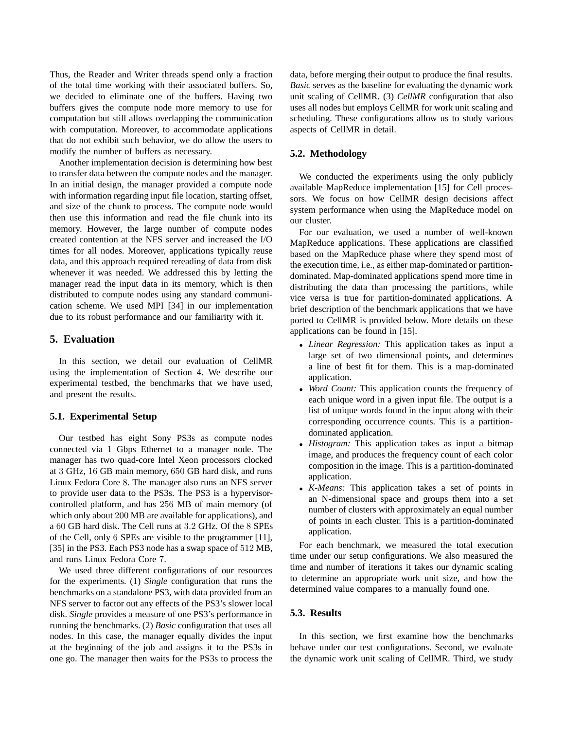Thus, the Reader and Writer threads spend only a fraction of the total time working with their associated buffers. So, we decided to eliminate one of the buffers. Having two buffers gives the compute node more memory to use for computation but still allows overlapping the communication with computation. Moreover, to accommodate applications that do not exhibit such behavior, we do allow the users to modify the number of buffers as necessary.

Another implementation decision is determining how best to transfer data between the compute nodes and the manager. In an initial design, the manager provided a compute node with information regarding input file location, starting offset, and size of the chunk to process. The compute node would then use this information and read the file chunk into its memory. However, the large number of compute nodes created contention at the NFS server and increased the I/O times for all nodes. Moreover, applications typically reuse data, and this approach required rereading of data from disk whenever it was needed. We addressed this by letting the manager read the input data in its memory, which is then distributed to compute nodes using any standard communication scheme. We used MPI [34] in our implementation due to its robust performance and our familiarity with it.

## 5. Evaluation

In this section, we detail our evaluation of CellMR using the implementation of Section 4. We describe our experimental testbed, the benchmarks that we have used, and present the results.

### 5.1. Experimental Setup

Our testbed has eight Sony PS3s as compute nodes connected via 1 Gbps Ethernet to a manager node. The manager has two quad-core Intel Xeon processors clocked at 3 GHz, 16 GB main memory, 650 GB hard disk, and runs Linux Fedora Core 8. The manager also runs an NFS server to provide user data to the PS3s. The PS3 is a hypervisor-controlled platform, and has 256 MB of main memory (of which only about 200 MB are available for applications), and a 60 GB hard disk. The Cell runs at 3.2 GHz. Of the 8 SPEs of the Cell, only 6 SPEs are visible to the programmer [11], [35] in the PS3. Each PS3 node has a swap space of 512 MB, and runs Linux Fedora Core 7.

We used three different configurations of our resources for the experiments. (1) *Single* configuration that runs the benchmarks on a standalone PS3, with data provided from an NFS server to factor out any effects of the PS3's slower local disk. *Single* provides a measure of one PS3's performance in running the benchmarks. (2) *Basic* configuration that uses all nodes. In this case, the manager equally divides the input at the beginning of the job and assigns it to the PS3s in one go. The manager then waits for the PS3s to process the data, before merging their output to produce the final results. *Basic* serves as the baseline for evaluating the dynamic work unit scaling of CellMR. (3) *CellMR* configuration that also uses all nodes but employs CellMR for work unit scaling and scheduling. These configurations allow us to study various aspects of CellMR in detail.

### 5.2. Methodology

We conducted the experiments using the only publicly available MapReduce implementation [15] for Cell processors. We focus on how CellMR design decisions affect system performance when using the MapReduce model on our cluster.

For our evaluation, we used a number of well-known MapReduce applications. These applications are classified based on the MapReduce phase where they spend most of the execution time, i.e., as either map-dominated or partition-dominated. Map-dominated applications spend more time in distributing the data than processing the partitions, while vice versa is true for partition-dominated applications. A brief description of the benchmark applications that we have ported to CellMR is provided below. More details on these applications can be found in [15].

- *Linear Regression:* This application takes as input a large set of two dimensional points, and determines a line of best fit for them. This is a map-dominated application.
- *Word Count:* This application counts the frequency of each unique word in a given input file. The output is a list of unique words found in the input along with their corresponding occurrence counts. This is a partition-dominated application.
- *Histogram:* This application takes as input a bitmap image, and produces the frequency count of each color composition in the image. This is a partition-dominated application.
- *K-Means:* This application takes a set of points in an N-dimensional space and groups them into a set number of clusters with approximately an equal number of points in each cluster. This is a partition-dominated application.

For each benchmark, we measured the total execution time under our setup configurations. We also measured the time and number of iterations it takes our dynamic scaling to determine an appropriate work unit size, and how the determined value compares to a manually found one.

### 5.3. Results

In this section, we first examine how the benchmarks behave under our test configurations. Second, we evaluate the dynamic work unit scaling of CellMR. Third, we study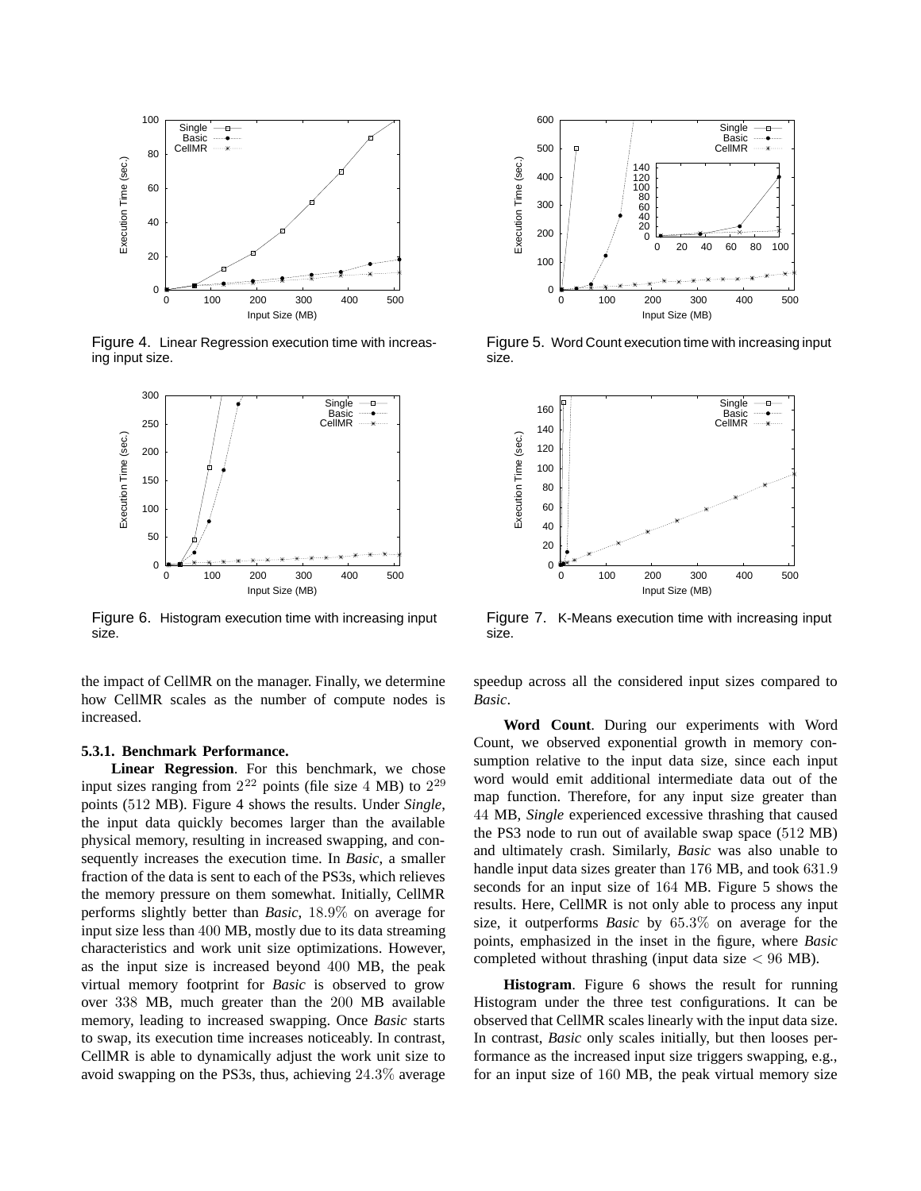Figure 4. Linear Regression execution time with increasing input size.

Figure 5. Word Count execution time with increasing input size.

Figure 6. Histogram execution time with increasing input size.

Figure 7. K-Means execution time with increasing input size.

the impact of CellMR on the manager. Finally, we determine how CellMR scales as the number of compute nodes is increased.

#### 5.3.1. Benchmark Performance.

**Linear Regression**. For this benchmark, we chose input sizes ranging from $2^{22}$ points (file size $4$ MB) to $2^{29}$ points ($512$ MB). Figure 4 shows the results. Under *Single*, the input data quickly becomes larger than the available physical memory, resulting in increased swapping, and consequently increases the execution time. In *Basic*, a smaller fraction of the data is sent to each of the PS3s, which relieves the memory pressure on them somewhat. Initially, CellMR performs slightly better than *Basic*, $18.9\%$ on average for input size less than $400$ MB, mostly due to its data streaming characteristics and work unit size optimizations. However, as the input size is increased beyond $400$ MB, the peak virtual memory footprint for *Basic* is observed to grow over $338$ MB, much greater than the $200$ MB available memory, leading to increased swapping. Once *Basic* starts to swap, its execution time increases noticeably. In contrast, CellMR is able to dynamically adjust the work unit size to avoid swapping on the PS3s, thus, achieving $24.3\%$ average speedup across all the considered input sizes compared to *Basic*.

**Word Count**. During our experiments with Word Count, we observed exponential growth in memory consumption relative to the input data size, since each input word would emit additional intermediate data out of the map function. Therefore, for any input size greater than $44$ MB, *Single* experienced excessive thrashing that caused the PS3 node to run out of available swap space ($512$ MB) and ultimately crash. Similarly, *Basic* was also unable to handle input data sizes greater than $176$ MB, and took $631.9$ seconds for an input size of $164$ MB. Figure 5 shows the results. Here, CellMR is not only able to process any input size, it outperforms *Basic* by $65.3\%$ on average for the points, emphasized in the inset in the figure, where *Basic* completed without thrashing (input data size $< 96$ MB).

**Histogram**. Figure 6 shows the result for running Histogram under the three test configurations. It can be observed that CellMR scales linearly with the input data size. In contrast, *Basic* only scales initially, but then looses performance as the increased input size triggers swapping, e.g., for an input size of $160$ MB, the peak virtual memory size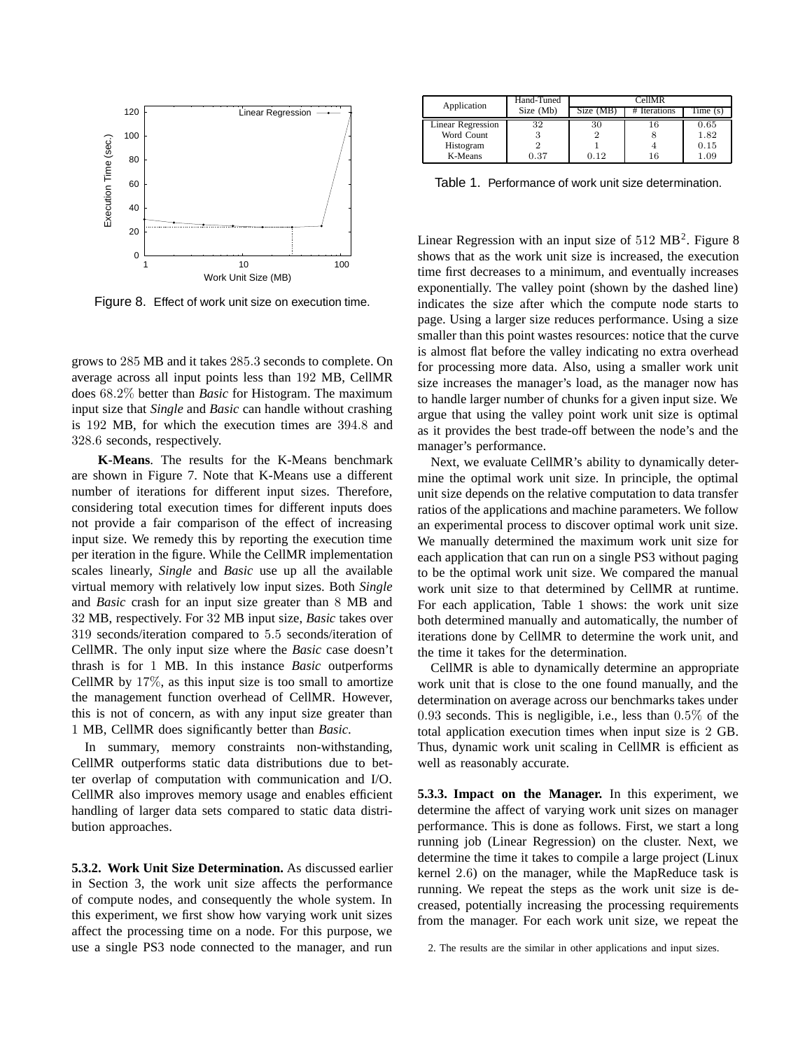Figure 8. Effect of work unit size on execution time.

| Application | Hand-Tuned Size (Mb) | CellMR | | |
|---|---|---|---|---|
| | | Size (MB) | # Iterations | Time (s) |
| Linear Regression | 32 | 30 | 16 | 0.65 |
| Word Count | 3 | 2 | 8 | 1.82 |
| Histogram | 2 | 1 | 4 | 0.15 |
| K-Means | 0.37 | 0.12 | 16 | 1.09 |

Table 1. Performance of work unit size determination.

grows to 285 MB and it takes 285.3 seconds to complete. On average across all input points less than 192 MB, CellMR does 68.2% better than *Basic* for Histogram. The maximum input size that *Single* and *Basic* can handle without crashing is 192 MB, for which the execution times are 394.8 and 328.6 seconds, respectively.

**K-Means**. The results for the K-Means benchmark are shown in Figure 7. Note that K-Means use a different number of iterations for different input sizes. Therefore, considering total execution times for different inputs does not provide a fair comparison of the effect of increasing input size. We remedy this by reporting the execution time per iteration in the figure. While the CellMR implementation scales linearly, *Single* and *Basic* use up all the available virtual memory with relatively low input sizes. Both *Single* and *Basic* crash for an input size greater than 8 MB and 32 MB, respectively. For 32 MB input size, *Basic* takes over 319 seconds/iteration compared to 5.5 seconds/iteration of CellMR. The only input size where the *Basic* case doesn't thrash is for 1 MB. In this instance *Basic* outperforms CellMR by 17%, as this input size is too small to amortize the management function overhead of CellMR. However, this is not of concern, as with any input size greater than 1 MB, CellMR does significantly better than *Basic*.

In summary, memory constraints non-withstanding, CellMR outperforms static data distributions due to better overlap of computation with communication and I/O. CellMR also improves memory usage and enables efficient handling of larger data sets compared to static data distribution approaches.

**5.3.2. Work Unit Size Determination.** As discussed earlier in Section 3, the work unit size affects the performance of compute nodes, and consequently the whole system. In this experiment, we first show how varying work unit sizes affect the processing time on a node. For this purpose, we use a single PS3 node connected to the manager, and run Linear Regression with an input size of 512 MB[2]. Figure 8 shows that as the work unit size is increased, the execution time first decreases to a minimum, and eventually increases exponentially. The valley point (shown by the dashed line) indicates the size after which the compute node starts to page. Using a larger size reduces performance. Using a size smaller than this point wastes resources: notice that the curve is almost flat before the valley indicating no extra overhead for processing more data. Also, using a smaller work unit size increases the manager's load, as the manager now has to handle larger number of chunks for a given input size. We argue that using the valley point work unit size is optimal as it provides the best trade-off between the node's and the manager's performance.

Next, we evaluate CellMR's ability to dynamically determine the optimal work unit size. In principle, the optimal unit size depends on the relative computation to data transfer ratios of the applications and machine parameters. We follow an experimental process to discover optimal work unit size. We manually determined the maximum work unit size for each application that can run on a single PS3 without paging to be the optimal work unit size. We compared the manual work unit size to that determined by CellMR at runtime. For each application, Table 1 shows: the work unit size both determined manually and automatically, the number of iterations done by CellMR to determine the work unit, and the time it takes for the determination.

CellMR is able to dynamically determine an appropriate work unit that is close to the one found manually, and the determination on average across our benchmarks takes under 0.93 seconds. This is negligible, i.e., less than 0.5% of the total application execution times when input size is 2 GB. Thus, dynamic work unit scaling in CellMR is efficient as well as reasonably accurate.

**5.3.3. Impact on the Manager.** In this experiment, we determine the affect of varying work unit sizes on manager performance. This is done as follows. First, we start a long running job (Linear Regression) on the cluster. Next, we determine the time it takes to compile a large project (Linux kernel 2.6) on the manager, while the MapReduce task is running. We repeat the steps as the work unit size is decreased, potentially increasing the processing requirements from the manager. For each work unit size, we repeat the

2. The results are the similar in other applications and input sizes.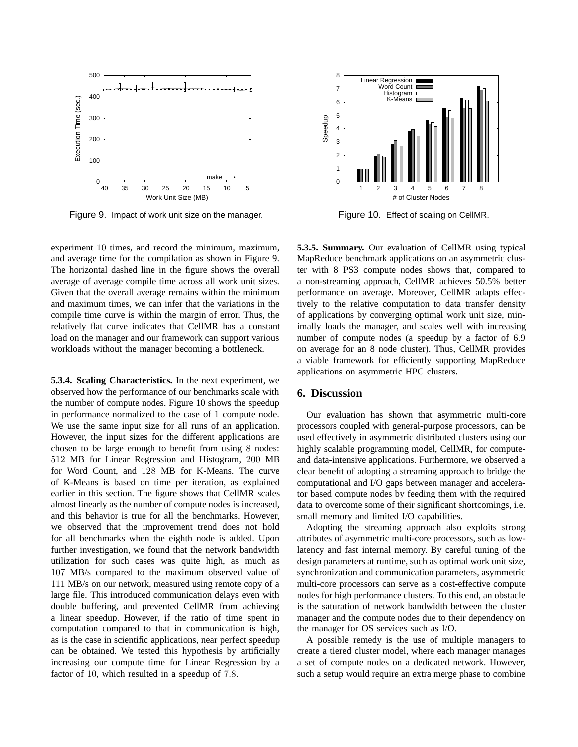Figure 9. Impact of work unit size on the manager.

Figure 10. Effect of scaling on CellMR.

experiment 10 times, and record the minimum, maximum, and average time for the compilation as shown in Figure 9. The horizontal dashed line in the figure shows the overall average of average compile time across all work unit sizes. Given that the overall average remains within the minimum and maximum times, we can infer that the variations in the compile time curve is within the margin of error. Thus, the relatively flat curve indicates that CellMR has a constant load on the manager and our framework can support various workloads without the manager becoming a bottleneck.

**5.3.4. Scaling Characteristics.** In the next experiment, we observed how the performance of our benchmarks scale with the number of compute nodes. Figure 10 shows the speedup in performance normalized to the case of 1 compute node. We use the same input size for all runs of an application. However, the input sizes for the different applications are chosen to be large enough to benefit from using 8 nodes: 512 MB for Linear Regression and Histogram, 200 MB for Word Count, and 128 MB for K-Means. The curve of K-Means is based on time per iteration, as explained earlier in this section. The figure shows that CellMR scales almost linearly as the number of compute nodes is increased, and this behavior is true for all the benchmarks. However, we observed that the improvement trend does not hold for all benchmarks when the eighth node is added. Upon further investigation, we found that the network bandwidth utilization for such cases was quite high, as much as 107 MB/s compared to the maximum observed value of 111 MB/s on our network, measured using remote copy of a large file. This introduced communication delays even with double buffering, and prevented CellMR from achieving a linear speedup. However, if the ratio of time spent in computation compared to that in communication is high, as is the case in scientific applications, near perfect speedup can be obtained. We tested this hypothesis by artificially increasing our compute time for Linear Regression by a factor of 10, which resulted in a speedup of 7.8.

**5.3.5. Summary.** Our evaluation of CellMR using typical MapReduce benchmark applications on an asymmetric cluster with 8 PS3 compute nodes shows that, compared to a non-streaming approach, CellMR achieves 50.5% better performance on average. Moreover, CellMR adapts effectively to the relative computation to data transfer density of applications by converging optimal work unit size, minimally loads the manager, and scales well with increasing number of compute nodes (a speedup by a factor of 6.9 on average for an 8 node cluster). Thus, CellMR provides a viable framework for efficiently supporting MapReduce applications on asymmetric HPC clusters.

## 6. Discussion

Our evaluation has shown that asymmetric multi-core processors coupled with general-purpose processors, can be used effectively in asymmetric distributed clusters using our highly scalable programming model, CellMR, for compute- and data-intensive applications. Furthermore, we observed a clear benefit of adopting a streaming approach to bridge the computational and I/O gaps between manager and accelerator based compute nodes by feeding them with the required data to overcome some of their significant shortcomings, i.e. small memory and limited I/O capabilities.

Adopting the streaming approach also exploits strong attributes of asymmetric multi-core processors, such as low-latency and fast internal memory. By careful tuning of the design parameters at runtime, such as optimal work unit size, synchronization and communication parameters, asymmetric multi-core processors can serve as a cost-effective compute nodes for high performance clusters. To this end, an obstacle is the saturation of network bandwidth between the cluster manager and the compute nodes due to their dependency on the manager for OS services such as I/O.

A possible remedy is the use of multiple managers to create a tiered cluster model, where each manager manages a set of compute nodes on a dedicated network. However, such a setup would require an extra merge phase to combine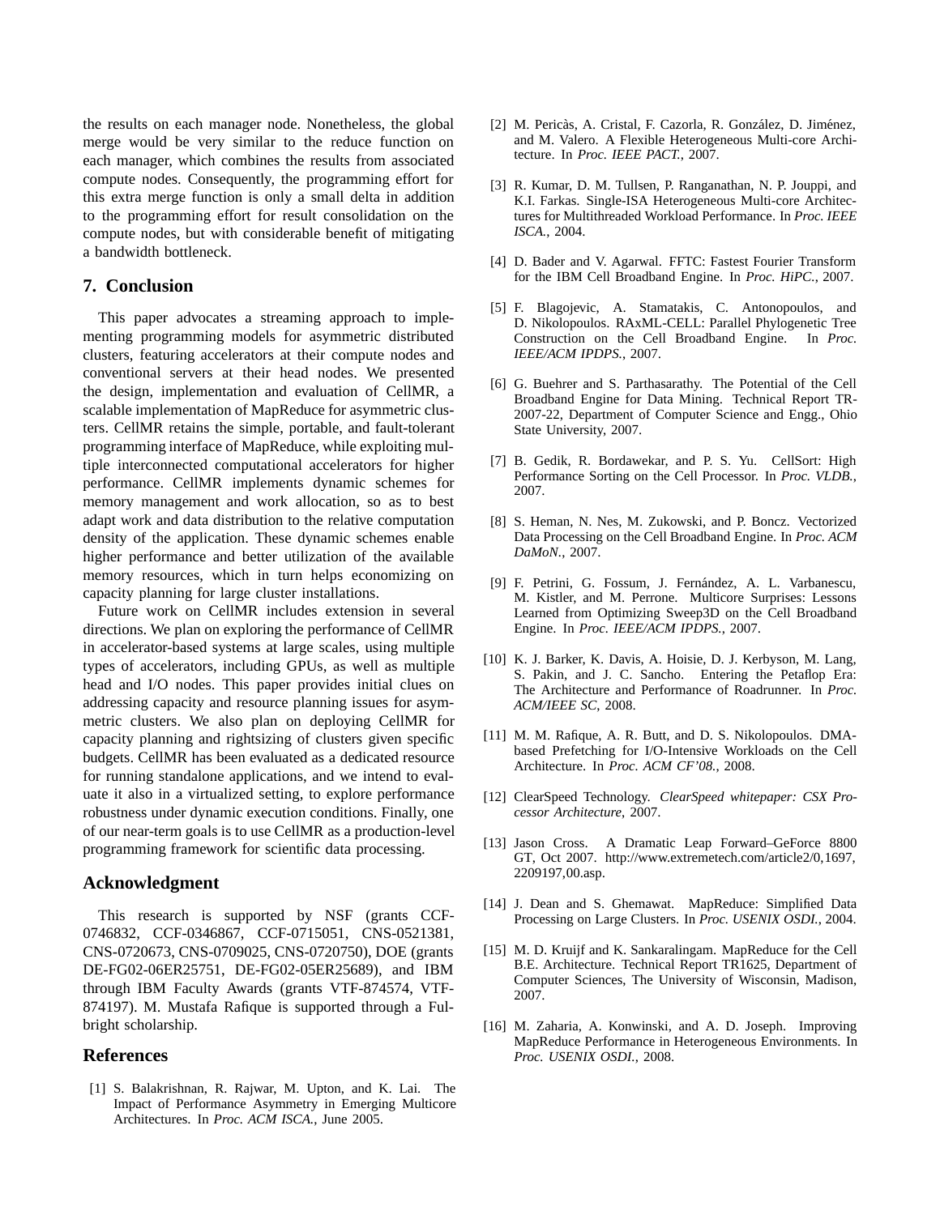the results on each manager node. Nonetheless, the global merge would be very similar to the reduce function on each manager, which combines the results from associated compute nodes. Consequently, the programming effort for this extra merge function is only a small delta in addition to the programming effort for result consolidation on the compute nodes, but with considerable benefit of mitigating a bandwidth bottleneck.

## 7. Conclusion

This paper advocates a streaming approach to implementing programming models for asymmetric distributed clusters, featuring accelerators at their compute nodes and conventional servers at their head nodes. We presented the design, implementation and evaluation of CellMR, a scalable implementation of MapReduce for asymmetric clusters. CellMR retains the simple, portable, and fault-tolerant programming interface of MapReduce, while exploiting multiple interconnected computational accelerators for higher performance. CellMR implements dynamic schemes for memory management and work allocation, so as to best adapt work and data distribution to the relative computation density of the application. These dynamic schemes enable higher performance and better utilization of the available memory resources, which in turn helps economizing on capacity planning for large cluster installations.

Future work on CellMR includes extension in several directions. We plan on exploring the performance of CellMR in accelerator-based systems at large scales, using multiple types of accelerators, including GPUs, as well as multiple head and I/O nodes. This paper provides initial clues on addressing capacity and resource planning issues for asymmetric clusters. We also plan on deploying CellMR for capacity planning and rightsizing of clusters given specific budgets. CellMR has been evaluated as a dedicated resource for running standalone applications, and we intend to evaluate it also in a virtualized setting, to explore performance robustness under dynamic execution conditions. Finally, one of our near-term goals is to use CellMR as a production-level programming framework for scientific data processing.

## Acknowledgment

This research is supported by NSF (grants CCF-0746832, CCF-0346867, CCF-0715051, CNS-0521381, CNS-0720673, CNS-0709025, CNS-0720750), DOE (grants DE-FG02-06ER25751, DE-FG02-05ER25689), and IBM through IBM Faculty Awards (grants VTF-874574, VTF-874197). M. Mustafa Rafique is supported through a Fulbright scholarship.

## References

[1] S. Balakrishnan, R. Rajwar, M. Upton, and K. Lai. The Impact of Performance Asymmetry in Emerging Multicore Architectures. In *Proc. ACM ISCA.*, June 2005.

[2] M. Pericàs, A. Cristal, F. Cazorla, R. González, D. Jiménez, and M. Valero. A Flexible Heterogeneous Multi-core Architecture. In *Proc. IEEE PACT.*, 2007.

[3] R. Kumar, D. M. Tullsen, P. Ranganathan, N. P. Jouppi, and K.I. Farkas. Single-ISA Heterogeneous Multi-core Architectures for Multithreaded Workload Performance. In *Proc. IEEE ISCA.*, 2004.

[4] D. Bader and V. Agarwal. FFTC: Fastest Fourier Transform for the IBM Cell Broadband Engine. In *Proc. HiPC.*, 2007.

[5] F. Blagojevic, A. Stamatakis, C. Antonopoulos, and D. Nikolopoulos. RAxML-CELL: Parallel Phylogenetic Tree Construction on the Cell Broadband Engine. In *Proc. IEEE/ACM IPDPS.*, 2007.

[6] G. Buehrer and S. Parthasarathy. The Potential of the Cell Broadband Engine for Data Mining. Technical Report TR-2007-22, Department of Computer Science and Engg., Ohio State University, 2007.

[7] B. Gedik, R. Bordawekar, and P. S. Yu. CellSort: High Performance Sorting on the Cell Processor. In *Proc. VLDB.*, 2007.

[8] S. Heman, N. Nes, M. Zukowski, and P. Boncz. Vectorized Data Processing on the Cell Broadband Engine. In *Proc. ACM DaMoN.*, 2007.

[9] F. Petrini, G. Fossum, J. Fernández, A. L. Varbanescu, M. Kistler, and M. Perrone. Multicore Surprises: Lessons Learned from Optimizing Sweep3D on the Cell Broadband Engine. In *Proc. IEEE/ACM IPDPS.*, 2007.

[10] K. J. Barker, K. Davis, A. Hoisie, D. J. Kerbyson, M. Lang, S. Pakin, and J. C. Sancho. Entering the Petaflop Era: The Architecture and Performance of Roadrunner. In *Proc. ACM/IEEE SC*, 2008.

[11] M. M. Rafique, A. R. Butt, and D. S. Nikolopoulos. DMA-based Prefetching for I/O-Intensive Workloads on the Cell Architecture. In *Proc. ACM CF'08.*, 2008.

[12] ClearSpeed Technology. *ClearSpeed whitepaper: CSX Processor Architecture*, 2007.

[13] Jason Cross. A Dramatic Leap Forward–GeForce 8800 GT, Oct 2007. http://www.extremetech.com/article2/0,1697,2209197,00.asp.

[14] J. Dean and S. Ghemawat. MapReduce: Simplified Data Processing on Large Clusters. In *Proc. USENIX OSDI.*, 2004.

[15] M. D. Kruijf and K. Sankaralingam. MapReduce for the Cell B.E. Architecture. Technical Report TR1625, Department of Computer Sciences, The University of Wisconsin, Madison, 2007.

[16] M. Zaharia, A. Konwinski, and A. D. Joseph. Improving MapReduce Performance in Heterogeneous Environments. In *Proc. USENIX OSDI.*, 2008.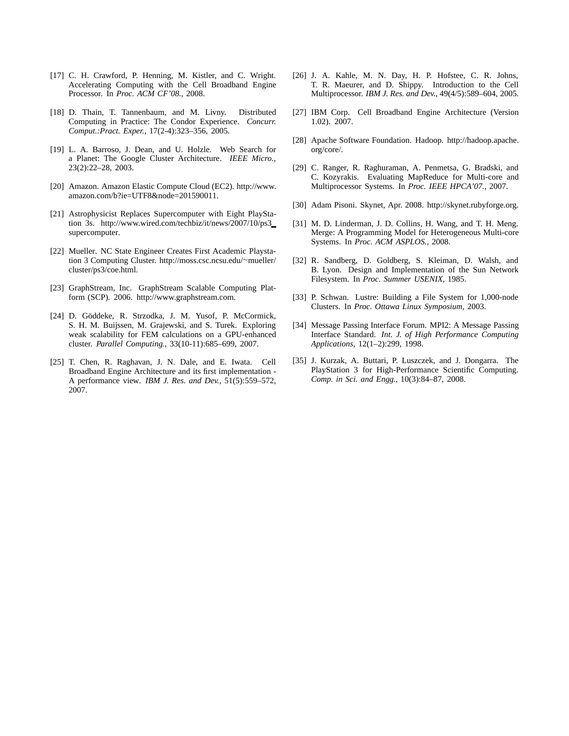[17] C. H. Crawford, P. Henning, M. Kistler, and C. Wright. Accelerating Computing with the Cell Broadband Engine Processor. In *Proc. ACM CF'08.*, 2008.

[18] D. Thain, T. Tannenbaum, and M. Livny. Distributed Computing in Practice: The Condor Experience. *Concurr. Comput.:Pract. Exper.*, 17(2-4):323–356, 2005.

[19] L. A. Barroso, J. Dean, and U. Holzle. Web Search for a Planet: The Google Cluster Architecture. *IEEE Micro.*, 23(2):22–28, 2003.

[20] Amazon. Amazon Elastic Compute Cloud (EC2). http://www.amazon.com/b?ie=UTF8&node=201590011.

[21] Astrophysicist Replaces Supercomputer with Eight PlayStation 3s. http://www.wired.com/techbiz/it/news/2007/10/ps3_supercomputer.

[22] Mueller. NC State Engineer Creates First Academic Playstation 3 Computing Cluster. http://moss.csc.ncsu.edu/~mueller/cluster/ps3/coe.html.

[23] GraphStream, Inc. GraphStream Scalable Computing Platform (SCP). 2006. http://www.graphstream.com.

[24] D. Göddeke, R. Strzodka, J. M. Yusof, P. McCormick, S. H. M. Buijssen, M. Grajewski, and S. Turek. Exploring weak scalability for FEM calculations on a GPU-enhanced cluster. *Parallel Computing.*, 33(10-11):685–699, 2007.

[25] T. Chen, R. Raghavan, J. N. Dale, and E. Iwata. Cell Broadband Engine Architecture and its first implementation - A performance view. *IBM J. Res. and Dev.*, 51(5):559–572, 2007.

[26] J. A. Kahle, M. N. Day, H. P. Hofstee, C. R. Johns, T. R. Maeurer, and D. Shippy. Introduction to the Cell Multiprocessor. *IBM J. Res. and Dev.*, 49(4/5):589–604, 2005.

[27] IBM Corp. Cell Broadband Engine Architecture (Version 1.02). 2007.

[28] Apache Software Foundation. Hadoop. http://hadoop.apache.org/core/.

[29] C. Ranger, R. Raghuraman, A. Penmetsa, G. Bradski, and C. Kozyrakis. Evaluating MapReduce for Multi-core and Multiprocessor Systems. In *Proc. IEEE HPCA'07.*, 2007.

[30] Adam Pisoni. Skynet, Apr. 2008. http://skynet.rubyforge.org.

[31] M. D. Linderman, J. D. Collins, H. Wang, and T. H. Meng. Merge: A Programming Model for Heterogeneous Multi-core Systems. In *Proc. ACM ASPLOS.*, 2008.

[32] R. Sandberg, D. Goldberg, S. Kleiman, D. Walsh, and B. Lyon. Design and Implementation of the Sun Network Filesystem. In *Proc. Summer USENIX*, 1985.

[33] P. Schwan. Lustre: Building a File System for 1,000-node Clusters. In *Proc. Ottawa Linux Symposium*, 2003.

[34] Message Passing Interface Forum. MPI2: A Message Passing Interface Standard. *Int. J. of High Performance Computing Applications*, 12(1–2):299, 1998.

[35] J. Kurzak, A. Buttari, P. Luszczek, and J. Dongarra. The PlayStation 3 for High-Performance Scientific Computing. *Comp. in Sci. and Engg.*, 10(3):84–87, 2008.